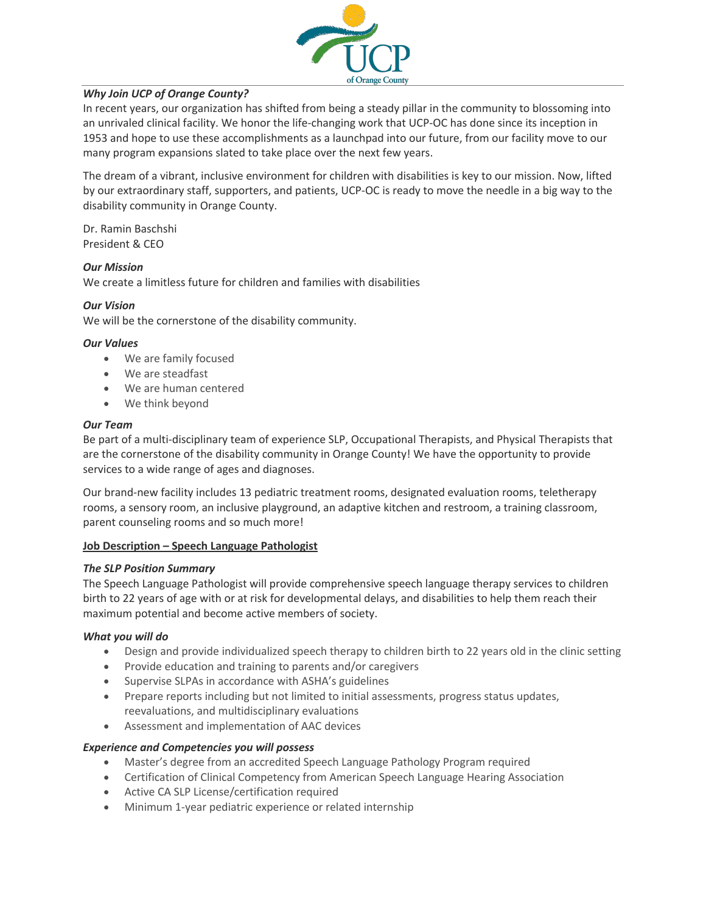UCP of Orange County

***Why Join UCP of Orange County?***

In recent years, our organization has shifted from being a steady pillar in the community to blossoming into an unrivaled clinical facility. We honor the life-changing work that UCP-OC has done since its inception in 1953 and hope to use these accomplishments as a launchpad into our future, from our facility move to our many program expansions slated to take place over the next few years.

The dream of a vibrant, inclusive environment for children with disabilities is key to our mission. Now, lifted by our extraordinary staff, supporters, and patients, UCP-OC is ready to move the needle in a big way to the disability community in Orange County.

Dr. Ramin Baschshi
President & CEO

***Our Mission***

We create a limitless future for children and families with disabilities

***Our Vision***

We will be the cornerstone of the disability community.

***Our Values***

- We are family focused
- We are steadfast
- We are human centered
- We think beyond

***Our Team***

Be part of a multi-disciplinary team of experience SLP, Occupational Therapists, and Physical Therapists that are the cornerstone of the disability community in Orange County! We have the opportunity to provide services to a wide range of ages and diagnoses.

Our brand-new facility includes 13 pediatric treatment rooms, designated evaluation rooms, teletherapy rooms, a sensory room, an inclusive playground, an adaptive kitchen and restroom, a training classroom, parent counseling rooms and so much more!

**<u>Job Description – Speech Language Pathologist</u>**

***The SLP Position Summary***

The Speech Language Pathologist will provide comprehensive speech language therapy services to children birth to 22 years of age with or at risk for developmental delays, and disabilities to help them reach their maximum potential and become active members of society.

***What you will do***

- Design and provide individualized speech therapy to children birth to 22 years old in the clinic setting
- Provide education and training to parents and/or caregivers
- Supervise SLPAs in accordance with ASHA's guidelines
- Prepare reports including but not limited to initial assessments, progress status updates, reevaluations, and multidisciplinary evaluations
- Assessment and implementation of AAC devices

***Experience and Competencies you will possess***

- Master's degree from an accredited Speech Language Pathology Program required
- Certification of Clinical Competency from American Speech Language Hearing Association
- Active CA SLP License/certification required
- Minimum 1-year pediatric experience or related internship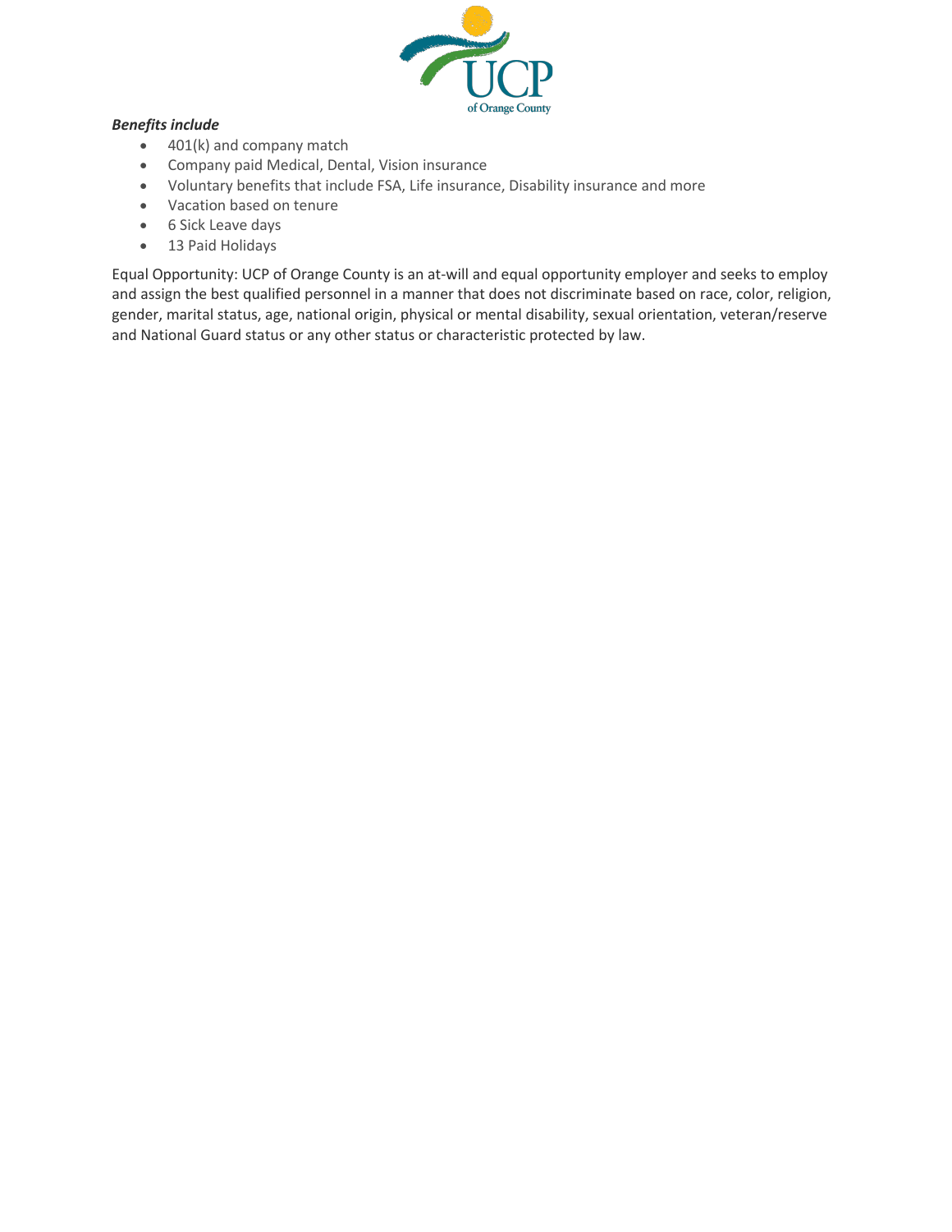***Benefits include***

- 401(k) and company match
- Company paid Medical, Dental, Vision insurance
- Voluntary benefits that include FSA, Life insurance, Disability insurance and more
- Vacation based on tenure
- 6 Sick Leave days
- 13 Paid Holidays

Equal Opportunity: UCP of Orange County is an at-will and equal opportunity employer and seeks to employ and assign the best qualified personnel in a manner that does not discriminate based on race, color, religion, gender, marital status, age, national origin, physical or mental disability, sexual orientation, veteran/reserve and National Guard status or any other status or characteristic protected by law.